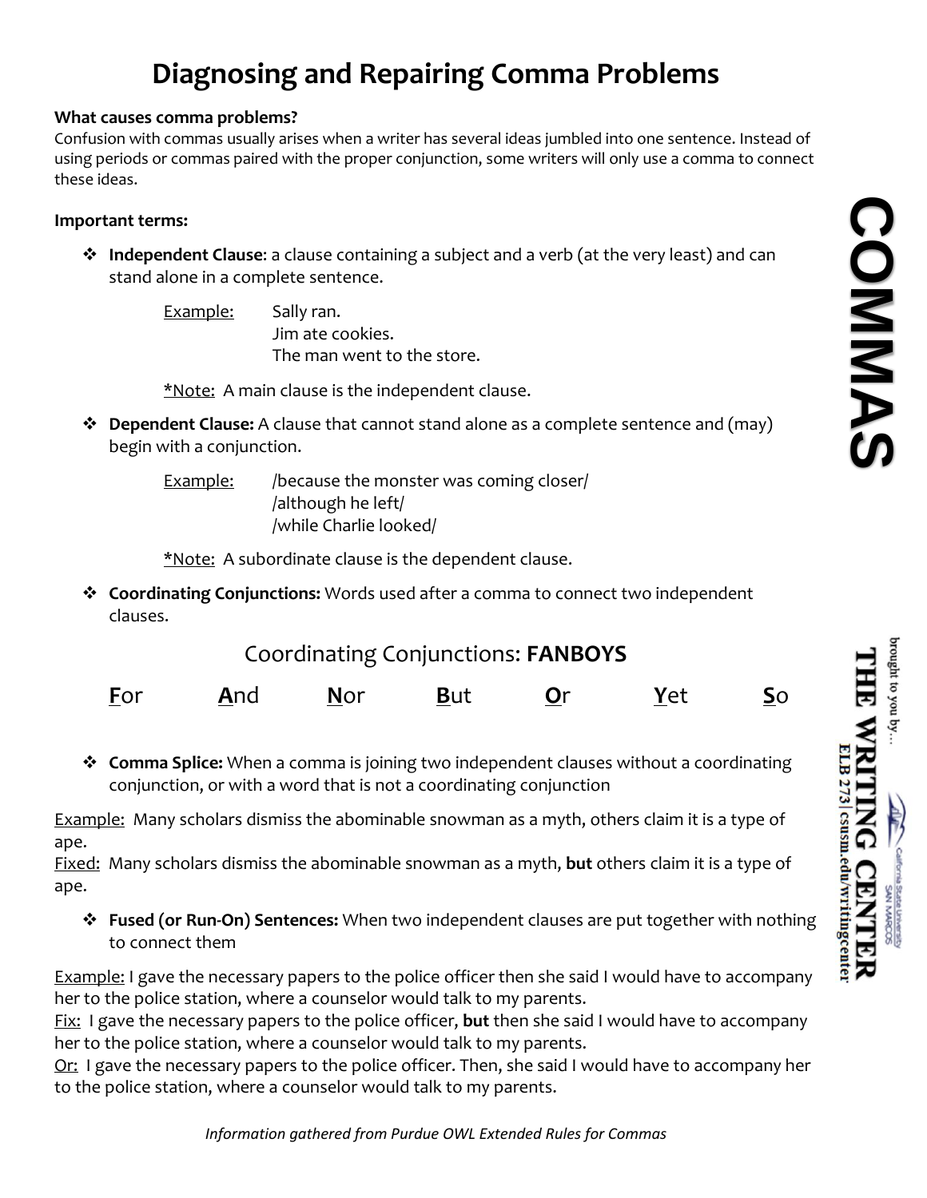# Diagnosing and Repairing Comma Problems

**What causes comma problems?**
Confusion with commas usually arises when a writer has several ideas jumbled into one sentence. Instead of using periods or commas paired with the proper conjunction, some writers will only use a comma to connect these ideas.

**Important terms:**

- **Independent Clause**: a clause containing a subject and a verb (at the very least) and can stand alone in a complete sentence.

  Example: Sally ran.
  Jim ate cookies.
  The man went to the store.

  *Note: A main clause is the independent clause.

- **Dependent Clause:** A clause that cannot stand alone as a complete sentence and (may) begin with a conjunction.

  Example: /because the monster was coming closer/
  /although he left/
  /while Charlie looked/

  *Note: A subordinate clause is the dependent clause.

- **Coordinating Conjunctions:** Words used after a comma to connect two independent clauses.

Coordinating Conjunctions: **FANBOYS**

**F**or **A**nd **N**or **B**ut **O**r **Y**et **S**o

- **Comma Splice:** When a comma is joining two independent clauses without a coordinating conjunction, or with a word that is not a coordinating conjunction

Example: Many scholars dismiss the abominable snowman as a myth, others claim it is a type of ape.
Fixed: Many scholars dismiss the abominable snowman as a myth, **but** others claim it is a type of ape.

- **Fused (or Run-On) Sentences:** When two independent clauses are put together with nothing to connect them

Example: I gave the necessary papers to the police officer then she said I would have to accompany her to the police station, where a counselor would talk to my parents.
Fix: I gave the necessary papers to the police officer, **but** then she said I would have to accompany her to the police station, where a counselor would talk to my parents.
Or: I gave the necessary papers to the police officer. Then, she said I would have to accompany her to the police station, where a counselor would talk to my parents.

*Information gathered from Purdue OWL Extended Rules for Commas*

COMMAS

brought to you by… THE WRITING CENTER
California State University SAN MARCOS
ELB 273 | csusm.edu/writingcenter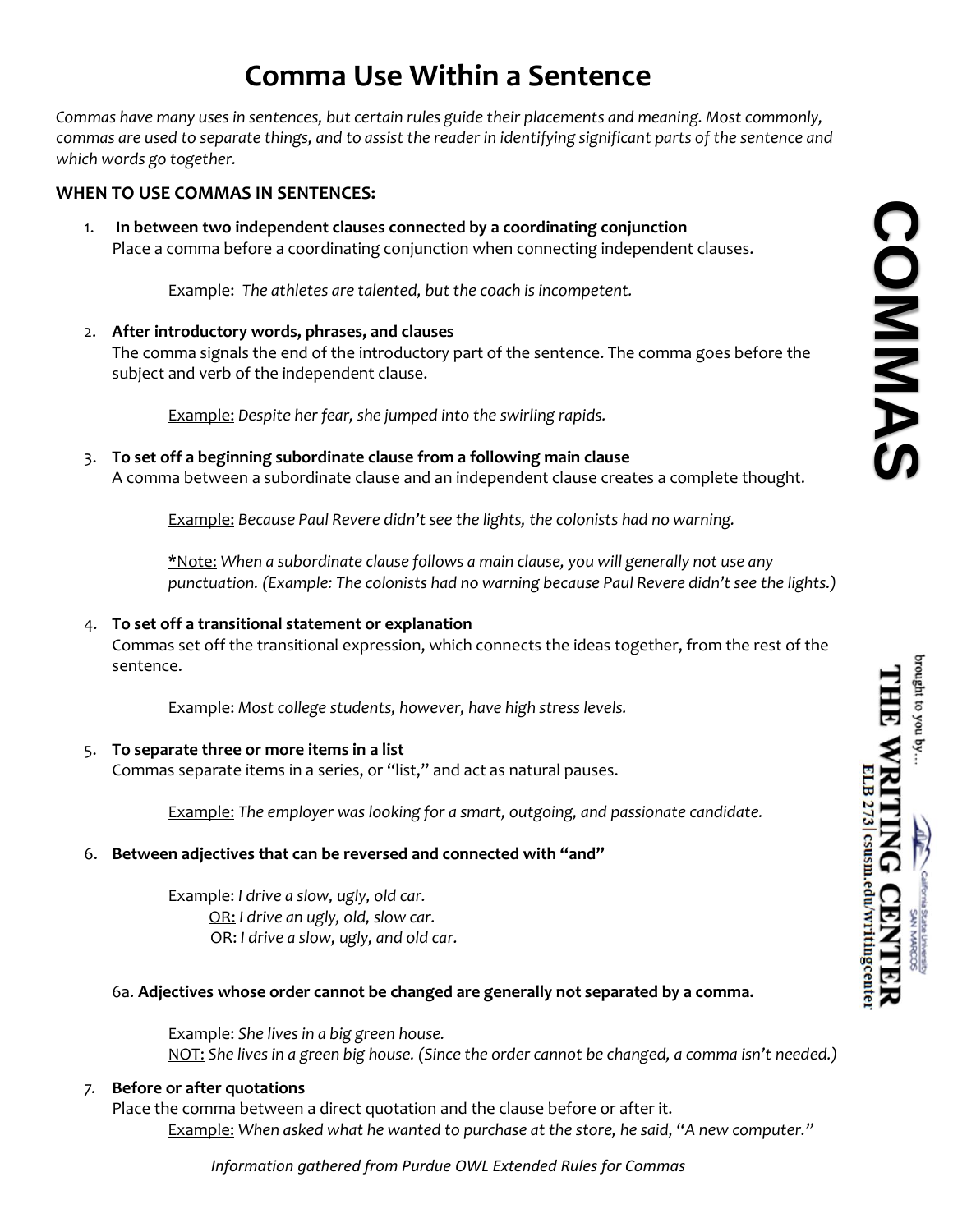# Comma Use Within a Sentence

*Commas have many uses in sentences, but certain rules guide their placements and meaning. Most commonly, commas are used to separate things, and to assist the reader in identifying significant parts of the sentence and which words go together.*

**WHEN TO USE COMMAS IN SENTENCES:**

1. **In between two independent clauses connected by a coordinating conjunction**
   Place a comma before a coordinating conjunction when connecting independent clauses.

   Example: *The athletes are talented, but the coach is incompetent.*

2. **After introductory words, phrases, and clauses**
   The comma signals the end of the introductory part of the sentence. The comma goes before the subject and verb of the independent clause.

   Example: *Despite her fear, she jumped into the swirling rapids.*

3. **To set off a beginning subordinate clause from a following main clause**
   A comma between a subordinate clause and an independent clause creates a complete thought.

   Example: *Because Paul Revere didn't see the lights, the colonists had no warning.*

   *Note: *When a subordinate clause follows a main clause, you will generally not use any punctuation. (Example: The colonists had no warning because Paul Revere didn't see the lights.)*

4. **To set off a transitional statement or explanation**
   Commas set off the transitional expression, which connects the ideas together, from the rest of the sentence.

   Example: *Most college students, however, have high stress levels.*

5. **To separate three or more items in a list**
   Commas separate items in a series, or "list," and act as natural pauses.

   Example: *The employer was looking for a smart, outgoing, and passionate candidate.*

6. **Between adjectives that can be reversed and connected with "and"**

   Example: *I drive a slow, ugly, old car.*
   OR: *I drive an ugly, old, slow car.*
   OR: *I drive a slow, ugly, and old car.*

   6a. **Adjectives whose order cannot be changed are generally not separated by a comma.**

   Example: *She lives in a big green house.*
   NOT: *She lives in a green big house. (Since the order cannot be changed, a comma isn't needed.)*

7. **Before or after quotations**
   Place the comma between a direct quotation and the clause before or after it.
   Example: *When asked what he wanted to purchase at the store, he said, "A new computer."*

*Information gathered from Purdue OWL Extended Rules for Commas*

COMMAS

brought to you by…
THE WRITING CENTER
California State University SAN MARCOS
ELB 273 | csusm.edu/writingcenter